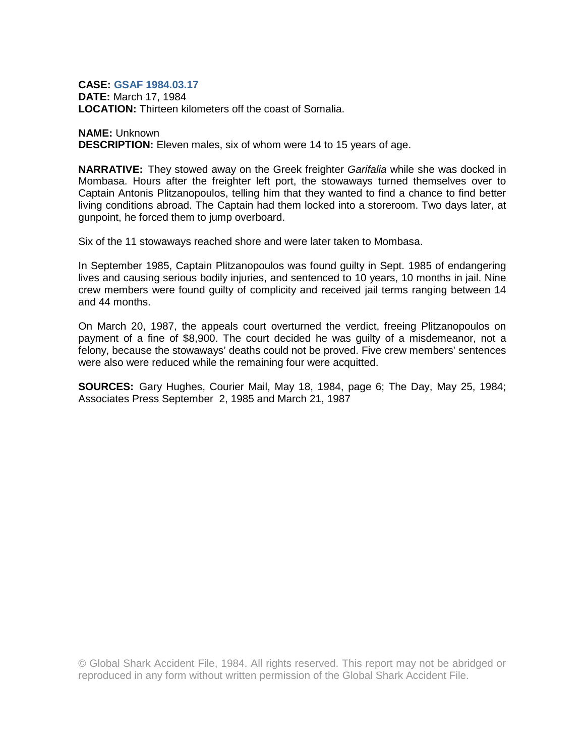**CASE: GSAF 1984.03.17**
**DATE:** March 17, 1984
**LOCATION:** Thirteen kilometers off the coast of Somalia.

**NAME:** Unknown
**DESCRIPTION:** Eleven males, six of whom were 14 to 15 years of age.

**NARRATIVE:** They stowed away on the Greek freighter *Garifalia* while she was docked in Mombasa. Hours after the freighter left port, the stowaways turned themselves over to Captain Antonis Plitzanopoulos, telling him that they wanted to find a chance to find better living conditions abroad. The Captain had them locked into a storeroom. Two days later, at gunpoint, he forced them to jump overboard.

Six of the 11 stowaways reached shore and were later taken to Mombasa.

In September 1985, Captain Plitzanopoulos was found guilty in Sept. 1985 of endangering lives and causing serious bodily injuries, and sentenced to 10 years, 10 months in jail. Nine crew members were found guilty of complicity and received jail terms ranging between 14 and 44 months.

On March 20, 1987, the appeals court overturned the verdict, freeing Plitzanopoulos on payment of a fine of $8,900. The court decided he was guilty of a misdemeanor, not a felony, because the stowaways' deaths could not be proved. Five crew members' sentences were also were reduced while the remaining four were acquitted.

**SOURCES:** Gary Hughes, Courier Mail, May 18, 1984, page 6; The Day, May 25, 1984; Associates Press September 2, 1985 and March 21, 1987

© Global Shark Accident File, 1984. All rights reserved. This report may not be abridged or reproduced in any form without written permission of the Global Shark Accident File.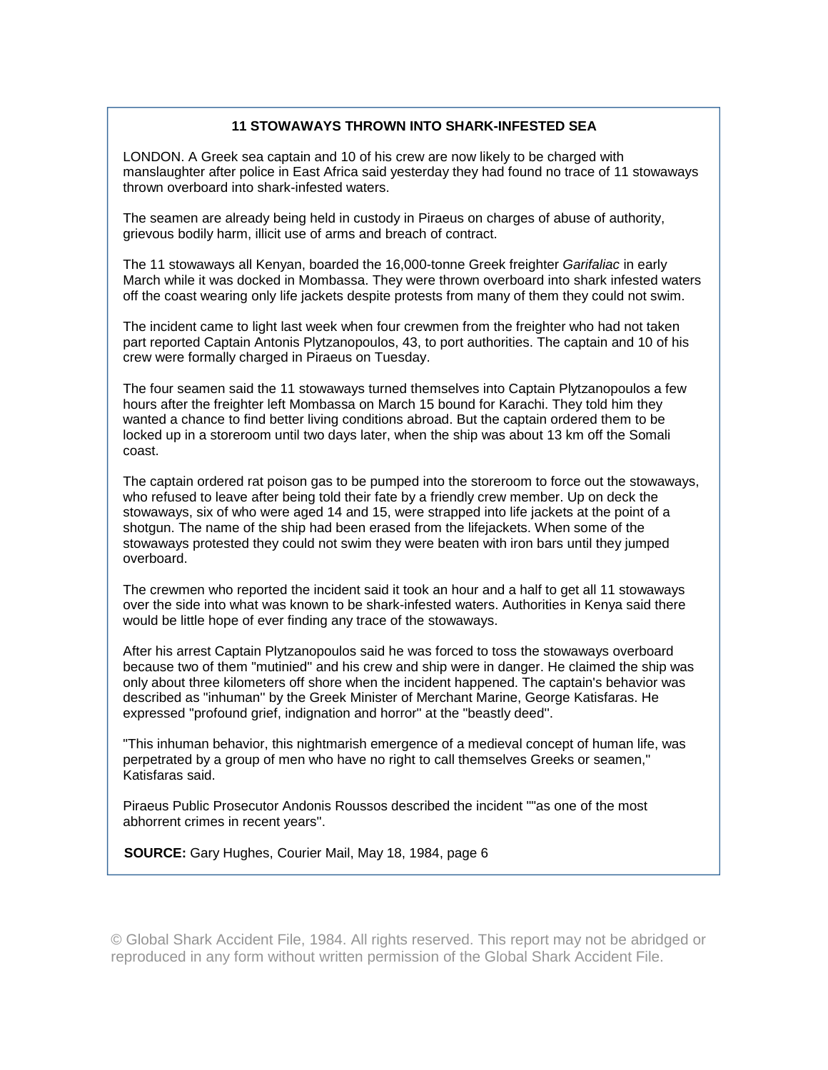**11 STOWAWAYS THROWN INTO SHARK-INFESTED SEA**

LONDON. A Greek sea captain and 10 of his crew are now likely to be charged with manslaughter after police in East Africa said yesterday they had found no trace of 11 stowaways thrown overboard into shark-infested waters.

The seamen are already being held in custody in Piraeus on charges of abuse of authority, grievous bodily harm, illicit use of arms and breach of contract.

The 11 stowaways all Kenyan, boarded the 16,000-tonne Greek freighter *Garifaliac* in early March while it was docked in Mombassa. They were thrown overboard into shark infested waters off the coast wearing only life jackets despite protests from many of them they could not swim.

The incident came to light last week when four crewmen from the freighter who had not taken part reported Captain Antonis Plytzanopoulos, 43, to port authorities. The captain and 10 of his crew were formally charged in Piraeus on Tuesday.

The four seamen said the 11 stowaways turned themselves into Captain Plytzanopoulos a few hours after the freighter left Mombassa on March 15 bound for Karachi. They told him they wanted a chance to find better living conditions abroad. But the captain ordered them to be locked up in a storeroom until two days later, when the ship was about 13 km off the Somali coast.

The captain ordered rat poison gas to be pumped into the storeroom to force out the stowaways, who refused to leave after being told their fate by a friendly crew member. Up on deck the stowaways, six of who were aged 14 and 15, were strapped into life jackets at the point of a shotgun. The name of the ship had been erased from the lifejackets. When some of the stowaways protested they could not swim they were beaten with iron bars until they jumped overboard.

The crewmen who reported the incident said it took an hour and a half to get all 11 stowaways over the side into what was known to be shark-infested waters. Authorities in Kenya said there would be little hope of ever finding any trace of the stowaways.

After his arrest Captain Plytzanopoulos said he was forced to toss the stowaways overboard because two of them "mutinied" and his crew and ship were in danger. He claimed the ship was only about three kilometers off shore when the incident happened. The captain's behavior was described as "inhuman" by the Greek Minister of Merchant Marine, George Katisfaras. He expressed "profound grief, indignation and horror" at the "beastly deed".

"This inhuman behavior, this nightmarish emergence of a medieval concept of human life, was perpetrated by a group of men who have no right to call themselves Greeks or seamen," Katisfaras said.

Piraeus Public Prosecutor Andonis Roussos described the incident ""as one of the most abhorrent crimes in recent years".

**SOURCE:** Gary Hughes, Courier Mail, May 18, 1984, page 6

© Global Shark Accident File, 1984. All rights reserved. This report may not be abridged or reproduced in any form without written permission of the Global Shark Accident File.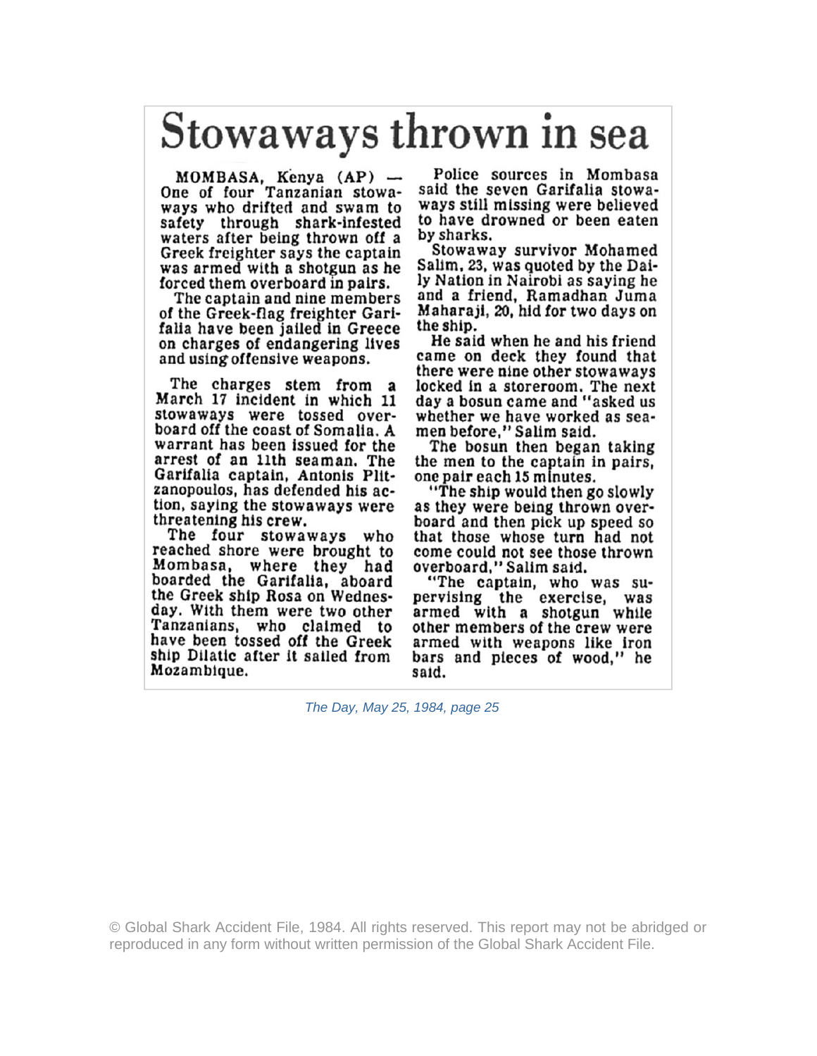# Stowaways thrown in sea

MOMBASA, Kenya (AP) — One of four Tanzanian stowaways who drifted and swam to safety through shark-infested waters after being thrown off a Greek freighter says the captain was armed with a shotgun as he forced them overboard in pairs.

The captain and nine members of the Greek-flag freighter Garifalia have been jailed in Greece on charges of endangering lives and using offensive weapons.

The charges stem from a March 17 incident in which 11 stowaways were tossed overboard off the coast of Somalia. A warrant has been issued for the arrest of an 11th seaman. The Garifalia captain, Antonis Plitzanopoulos, has defended his action, saying the stowaways were threatening his crew.

The four stowaways who reached shore were brought to Mombasa, where they had boarded the Garifalia, aboard the Greek ship Rosa on Wednesday. With them were two other Tanzanians, who claimed to have been tossed off the Greek ship Dilatic after it sailed from Mozambique.

Police sources in Mombasa said the seven Garifalia stowaways still missing were believed to have drowned or been eaten by sharks.

Stowaway survivor Mohamed Salim, 23, was quoted by the Daily Nation in Nairobi as saying he and a friend, Ramadhan Juma Maharaji, 20, hid for two days on the ship.

He said when he and his friend came on deck they found that there were nine other stowaways locked in a storeroom. The next day a bosun came and "asked us whether we have worked as seamen before," Salim said.

The bosun then began taking the men to the captain in pairs, one pair each 15 minutes.

"The ship would then go slowly as they were being thrown overboard and then pick up speed so that those whose turn had not come could not see those thrown overboard," Salim said.

"The captain, who was supervising the exercise, was armed with a shotgun while other members of the crew were armed with weapons like iron bars and pieces of wood," he said.

*The Day, May 25, 1984, page 25*

© Global Shark Accident File, 1984. All rights reserved. This report may not be abridged or reproduced in any form without written permission of the Global Shark Accident File.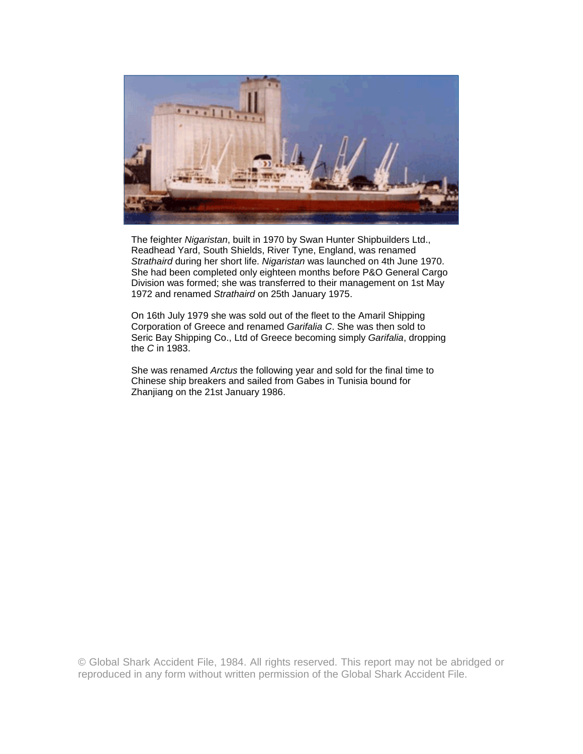The feighter *Nigaristan*, built in 1970 by Swan Hunter Shipbuilders Ltd., Readhead Yard, South Shields, River Tyne, England, was renamed *Strathaird* during her short life. *Nigaristan* was launched on 4th June 1970. She had been completed only eighteen months before P&O General Cargo Division was formed; she was transferred to their management on 1st May 1972 and renamed *Strathaird* on 25th January 1975.

On 16th July 1979 she was sold out of the fleet to the Amaril Shipping Corporation of Greece and renamed *Garifalia C*. She was then sold to Seric Bay Shipping Co., Ltd of Greece becoming simply *Garifalia*, dropping the *C* in 1983.

She was renamed *Arctus* the following year and sold for the final time to Chinese ship breakers and sailed from Gabes in Tunisia bound for Zhanjiang on the 21st January 1986.

© Global Shark Accident File, 1984. All rights reserved. This report may not be abridged or reproduced in any form without written permission of the Global Shark Accident File.